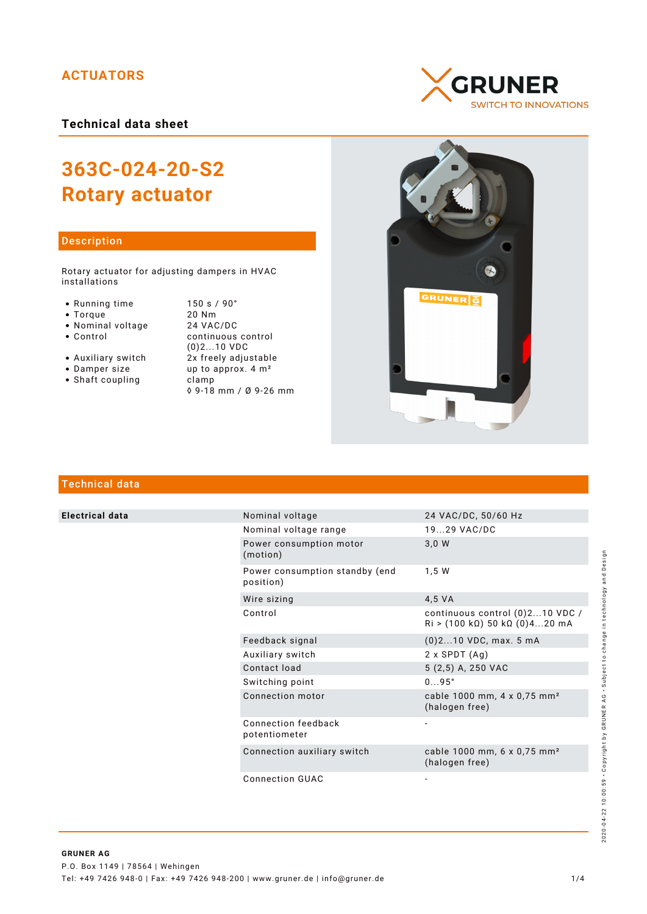# ACTUATORS

**Technical data sheet**

## 363C-024-20-S2 Rotary actuator

### Description

Rotary actuator for adjusting dampers in HVAC installations

| | |
|---|---|
| • Running time | 150 s / 90° |
| • Torque | 20 Nm |
| • Nominal voltage | 24 VAC/DC |
| • Control | continuous control (0)2...10 VDC |
| • Auxiliary switch | 2x freely adjustable |
| • Damper size | up to approx. 4 m² |
| • Shaft coupling | clamp ◊ 9-18 mm / Ø 9-26 mm |

### Technical data

| | | |
|---|---|---|
| **Electrical data** | Nominal voltage | 24 VAC/DC, 50/60 Hz |
| | Nominal voltage range | 19...29 VAC/DC |
| | Power consumption motor (motion) | 3,0 W |
| | Power consumption standby (end position) | 1,5 W |
| | Wire sizing | 4,5 VA |
| | Control | continuous control (0)2...10 VDC / Ri > (100 kΩ) 50 kΩ (0)4...20 mA |
| | Feedback signal | (0)2...10 VDC, max. 5 mA |
| | Auxiliary switch | 2 x SPDT (Ag) |
| | Contact load | 5 (2,5) A, 250 VAC |
| | Switching point | 0...95° |
| | Connection motor | cable 1000 mm, 4 x 0,75 mm² (halogen free) |
| | Connection feedback potentiometer | - |
| | Connection auxiliary switch | cable 1000 mm, 6 x 0,75 mm² (halogen free) |
| | Connection GUAC | - |

**GRUNER AG**
P.O. Box 1149 | 78564 | Wehingen
Tel: +49 7426 948-0 | Fax: +49 7426 948-200 | www.gruner.de | info@gruner.de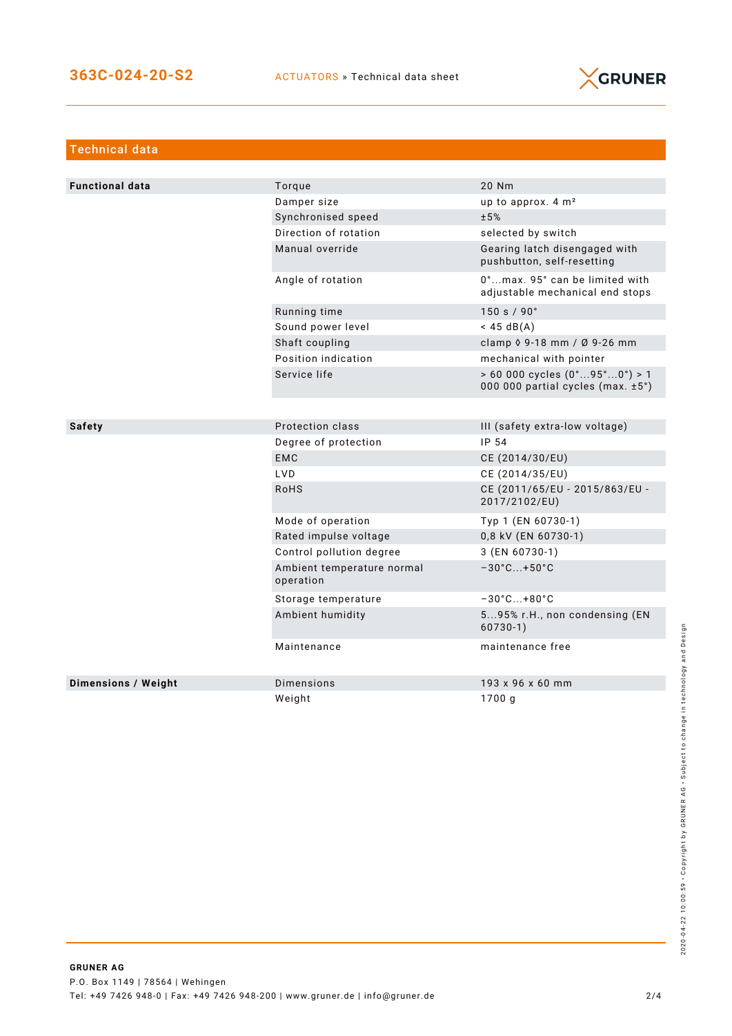## Technical data

| | | |
|---|---|---|
| **Functional data** | Torque | 20 Nm |
| | Damper size | up to approx. 4 m² |
| | Synchronised speed | ±5% |
| | Direction of rotation | selected by switch |
| | Manual override | Gearing latch disengaged with pushbutton, self-resetting |
| | Angle of rotation | 0°...max. 95° can be limited with adjustable mechanical end stops |
| | Running time | 150 s / 90° |
| | Sound power level | < 45 dB(A) |
| | Shaft coupling | clamp ◊ 9-18 mm / Ø 9-26 mm |
| | Position indication | mechanical with pointer |
| | Service life | > 60 000 cycles (0°...95°...0°) > 1 000 000 partial cycles (max. ±5°) |

| | | |
|---|---|---|
| **Safety** | Protection class | III (safety extra-low voltage) |
| | Degree of protection | IP 54 |
| | EMC | CE (2014/30/EU) |
| | LVD | CE (2014/35/EU) |
| | RoHS | CE (2011/65/EU - 2015/863/EU - 2017/2102/EU) |
| | Mode of operation | Typ 1 (EN 60730-1) |
| | Rated impulse voltage | 0,8 kV (EN 60730-1) |
| | Control pollution degree | 3 (EN 60730-1) |
| | Ambient temperature normal operation | −30°C...+50°C |
| | Storage temperature | −30°C...+80°C |
| | Ambient humidity | 5...95% r.H., non condensing (EN 60730-1) |
| | Maintenance | maintenance free |

| | | |
|---|---|---|
| **Dimensions / Weight** | Dimensions | 193 x 96 x 60 mm |
| | Weight | 1700 g |

**GRUNER AG**
P.O. Box 1149 | 78564 | Wehingen
Tel: +49 7426 948-0 | Fax: +49 7426 948-200 | www.gruner.de | info@gruner.de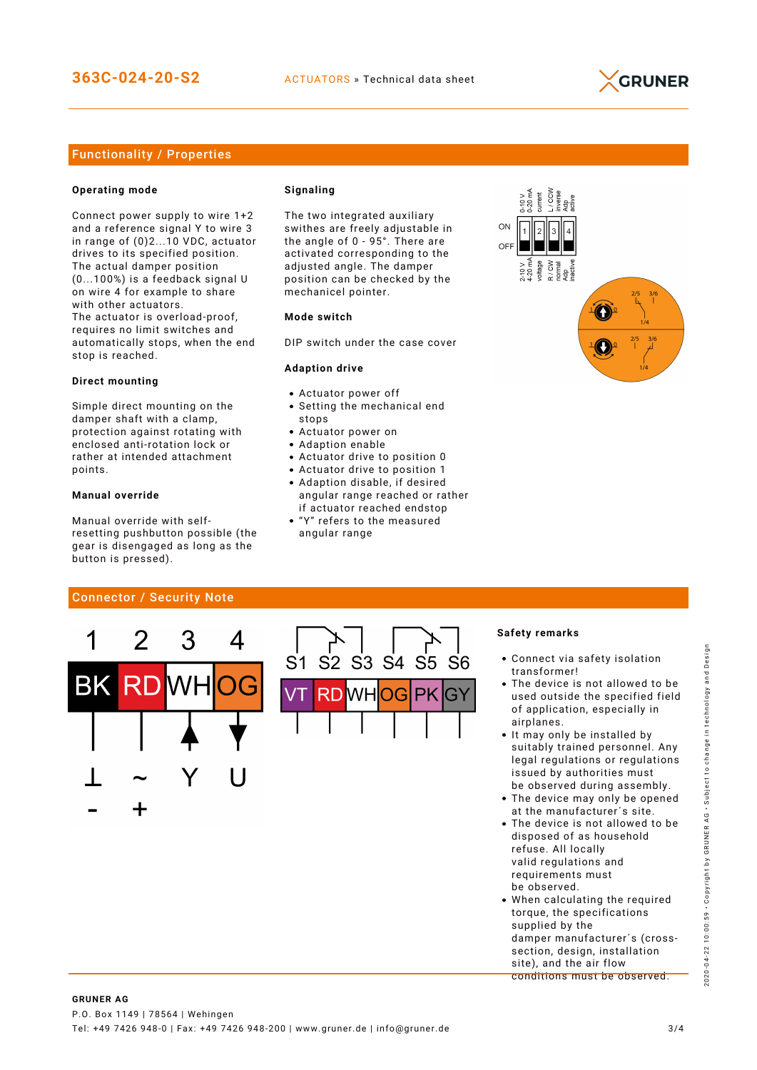## Functionality / Properties

### Operating mode

Connect power supply to wire 1+2 and a reference signal Y to wire 3 in range of (0)2...10 VDC, actuator drives to its specified position. The actual damper position (0...100%) is a feedback signal U on wire 4 for example to share with other actuators.
The actuator is overload-proof, requires no limit switches and automatically stops, when the end stop is reached.

### Direct mounting

Simple direct mounting on the damper shaft with a clamp, protection against rotating with enclosed anti-rotation lock or rather at intended attachment points.

### Manual override

Manual override with self-resetting pushbutton possible (the gear is disengaged as long as the button is pressed).

### Signaling

The two integrated auxiliary swithes are freely adjustable in the angle of 0 - 95°. There are activated corresponding to the adjusted angle. The damper position can be checked by the mechanicel pointer.

### Mode switch

DIP switch under the case cover

### Adaption drive

- Actuator power off
- Setting the mechanical end stops
- Actuator power on
- Adaption enable
- Actuator drive to position 0
- Actuator drive to position 1
- Adaption disable, if desired angular range reached or rather if actuator reached endstop
- "Y" refers to the measured angular range

| DIP | 1 | 2 | 3 | 4 |
|---|---|---|---|---|
| ON | 0-10 V / 0-20 mA | current | L / CCW inverse | Adp active |
| OFF | 2-10 V / 4-20 mA | voltage | R / CW normal | Adp inactive |

## Connector / Security Note

| 1 | 2 | 3 | 4 |
|---|---|---|---|
| BK | RD | WH | OG |
| ⊥ - | ~ + | Y | U |

| S1 | S2 | S3 | S4 | S5 | S6 |
|---|---|---|---|---|---|
| VT | RD | WH | OG | PK | GY |

### Safety remarks

- Connect via safety isolation transformer!
- The device is not allowed to be used outside the specified field of application, especially in airplanes.
- It may only be installed by suitably trained personnel. Any legal regulations or regulations issued by authorities must be observed during assembly.
- The device may only be opened at the manufacturer´s site.
- The device is not allowed to be disposed of as household refuse. All locally valid regulations and requirements must be observed.
- When calculating the required torque, the specifications supplied by the damper manufacturer´s (cross-section, design, installation site), and the air flow conditions must be observed.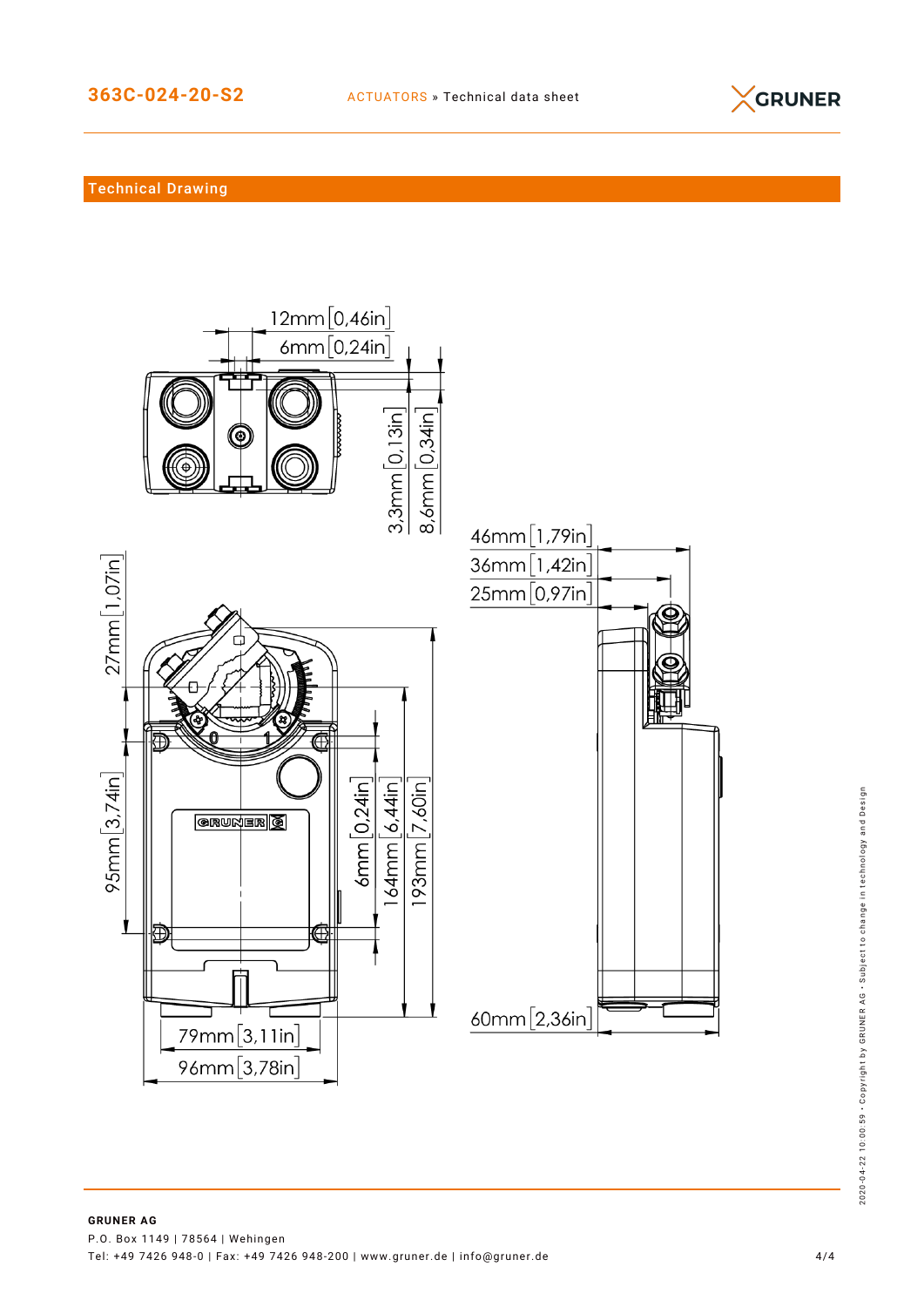## Technical Drawing

12mm [0,46in]
6mm [0,24in]
3,3mm [0,13in]
8,6mm [0,34in]
46mm [1,79in]
36mm [1,42in]
25mm [0,97in]
27mm [1,07in]
95mm [3,74in]
6mm [0,24in]
164mm [6,44in]
193mm [7,60in]
60mm [2,36in]
79mm [3,11in]
96mm [3,78in]

**GRUNER AG**
P.O. Box 1149 | 78564 | Wehingen
Tel: +49 7426 948-0 | Fax: +49 7426 948-200 | www.gruner.de | info@gruner.de